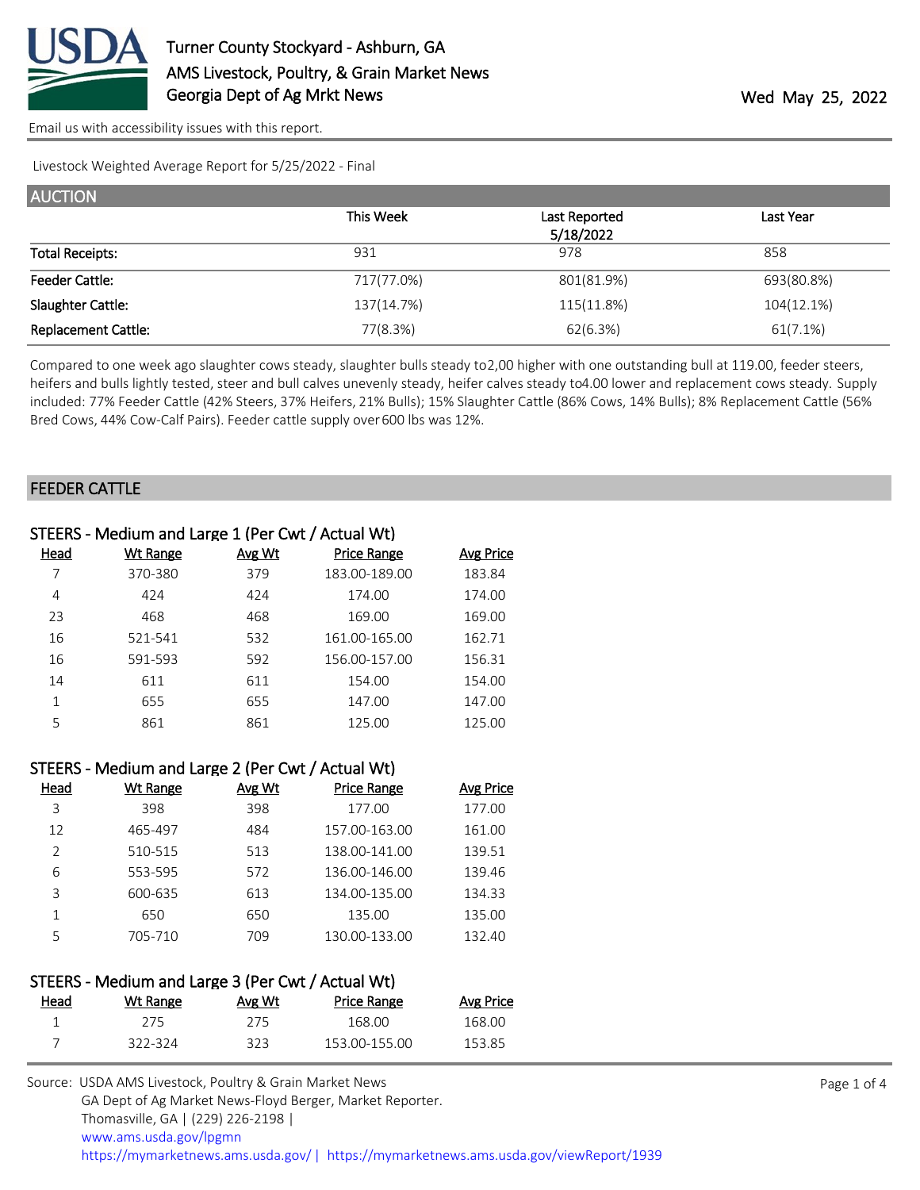# Turner County Stockyard - Ashburn, GA

AMS Livestock, Poultry, & Grain Market News

Georgia Dept of Ag Mrkt News

Wed May 25, 2022

Email us with accessibility issues with this report.

Livestock Weighted Average Report for 5/25/2022 - Final

## AUCTION

| | This Week | Last Reported 5/18/2022 | Last Year |
|---|---|---|---|
| Total Receipts: | 931 | 978 | 858 |
| Feeder Cattle: | 717(77.0%) | 801(81.9%) | 693(80.8%) |
| Slaughter Cattle: | 137(14.7%) | 115(11.8%) | 104(12.1%) |
| Replacement Cattle: | 77(8.3%) | 62(6.3%) | 61(7.1%) |

Compared to one week ago slaughter cows steady, slaughter bulls steady to2,00 higher with one outstanding bull at 119.00, feeder steers, heifers and bulls lightly tested, steer and bull calves unevenly steady, heifer calves steady to4.00 lower and replacement cows steady. Supply included: 77% Feeder Cattle (42% Steers, 37% Heifers, 21% Bulls); 15% Slaughter Cattle (86% Cows, 14% Bulls); 8% Replacement Cattle (56% Bred Cows, 44% Cow-Calf Pairs). Feeder cattle supply over 600 lbs was 12%.

## FEEDER CATTLE

### STEERS - Medium and Large 1 (Per Cwt / Actual Wt)

| Head | Wt Range | Avg Wt | Price Range | Avg Price |
|---|---|---|---|---|
| 7 | 370-380 | 379 | 183.00-189.00 | 183.84 |
| 4 | 424 | 424 | 174.00 | 174.00 |
| 23 | 468 | 468 | 169.00 | 169.00 |
| 16 | 521-541 | 532 | 161.00-165.00 | 162.71 |
| 16 | 591-593 | 592 | 156.00-157.00 | 156.31 |
| 14 | 611 | 611 | 154.00 | 154.00 |
| 1 | 655 | 655 | 147.00 | 147.00 |
| 5 | 861 | 861 | 125.00 | 125.00 |

### STEERS - Medium and Large 2 (Per Cwt / Actual Wt)

| Head | Wt Range | Avg Wt | Price Range | Avg Price |
|---|---|---|---|---|
| 3 | 398 | 398 | 177.00 | 177.00 |
| 12 | 465-497 | 484 | 157.00-163.00 | 161.00 |
| 2 | 510-515 | 513 | 138.00-141.00 | 139.51 |
| 6 | 553-595 | 572 | 136.00-146.00 | 139.46 |
| 3 | 600-635 | 613 | 134.00-135.00 | 134.33 |
| 1 | 650 | 650 | 135.00 | 135.00 |
| 5 | 705-710 | 709 | 130.00-133.00 | 132.40 |

### STEERS - Medium and Large 3 (Per Cwt / Actual Wt)

| Head | Wt Range | Avg Wt | Price Range | Avg Price |
|---|---|---|---|---|
| 1 | 275 | 275 | 168.00 | 168.00 |
| 7 | 322-324 | 323 | 153.00-155.00 | 153.85 |

Source: USDA AMS Livestock, Poultry & Grain Market News
GA Dept of Ag Market News-Floyd Berger, Market Reporter.
Thomasville, GA | (229) 226-2198 |
www.ams.usda.gov/lpgmn
https://mymarketnews.ams.usda.gov/ | https://mymarketnews.ams.usda.gov/viewReport/1939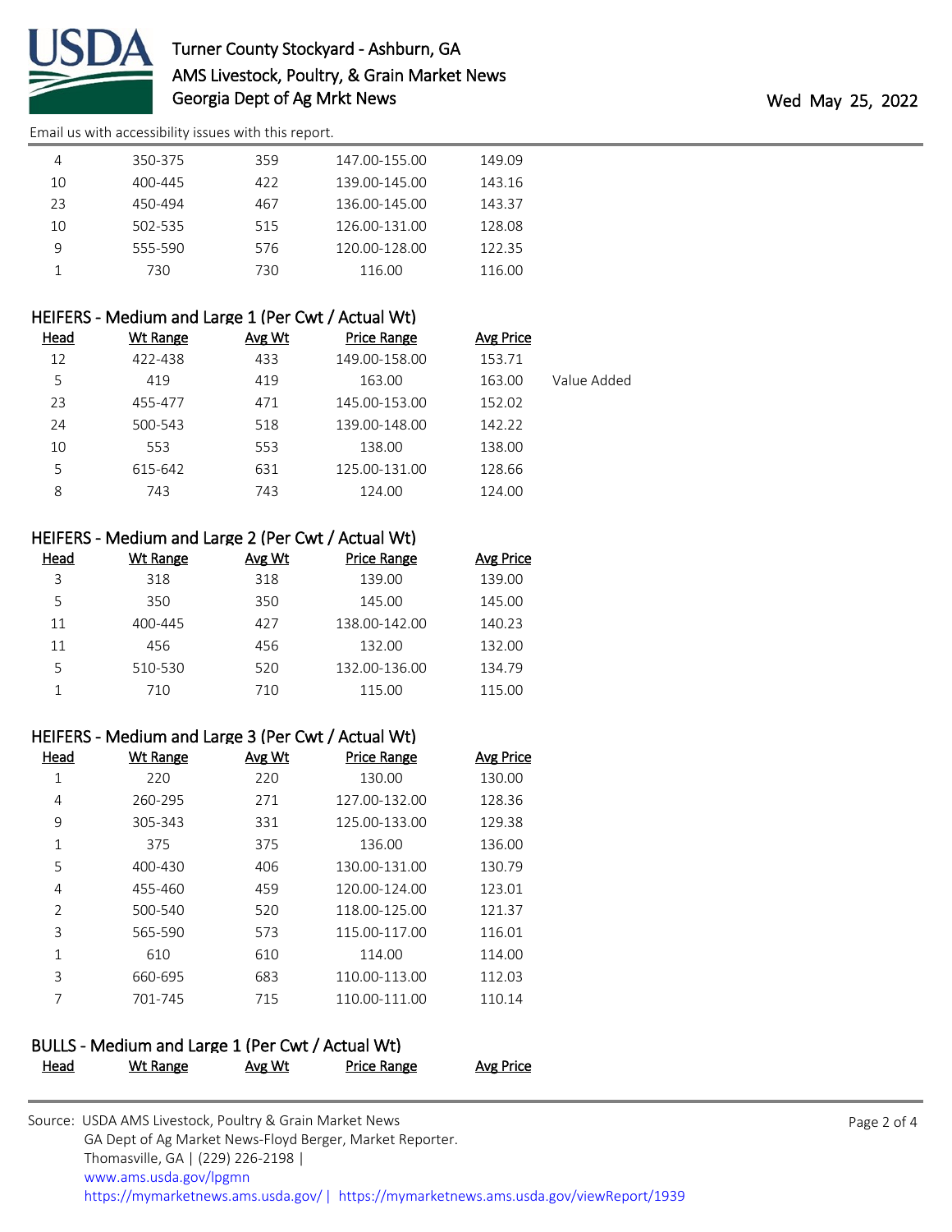| Head | Wt Range | Avg Wt | Price Range | Avg Price | |
|---|---|---|---|---|---|
| 4 | 350-375 | 359 | 147.00-155.00 | 149.09 | |
| 10 | 400-445 | 422 | 139.00-145.00 | 143.16 | |
| 23 | 450-494 | 467 | 136.00-145.00 | 143.37 | |
| 10 | 502-535 | 515 | 126.00-131.00 | 128.08 | |
| 9 | 555-590 | 576 | 120.00-128.00 | 122.35 | |
| 1 | 730 | 730 | 116.00 | 116.00 | |

## HEIFERS - Medium and Large 1 (Per Cwt / Actual Wt)

| Head | Wt Range | Avg Wt | Price Range | Avg Price | |
|---|---|---|---|---|---|
| 12 | 422-438 | 433 | 149.00-158.00 | 153.71 | |
| 5 | 419 | 419 | 163.00 | 163.00 | Value Added |
| 23 | 455-477 | 471 | 145.00-153.00 | 152.02 | |
| 24 | 500-543 | 518 | 139.00-148.00 | 142.22 | |
| 10 | 553 | 553 | 138.00 | 138.00 | |
| 5 | 615-642 | 631 | 125.00-131.00 | 128.66 | |
| 8 | 743 | 743 | 124.00 | 124.00 | |

## HEIFERS - Medium and Large 2 (Per Cwt / Actual Wt)

| Head | Wt Range | Avg Wt | Price Range | Avg Price |
|---|---|---|---|---|
| 3 | 318 | 318 | 139.00 | 139.00 |
| 5 | 350 | 350 | 145.00 | 145.00 |
| 11 | 400-445 | 427 | 138.00-142.00 | 140.23 |
| 11 | 456 | 456 | 132.00 | 132.00 |
| 5 | 510-530 | 520 | 132.00-136.00 | 134.79 |
| 1 | 710 | 710 | 115.00 | 115.00 |

## HEIFERS - Medium and Large 3 (Per Cwt / Actual Wt)

| Head | Wt Range | Avg Wt | Price Range | Avg Price |
|---|---|---|---|---|
| 1 | 220 | 220 | 130.00 | 130.00 |
| 4 | 260-295 | 271 | 127.00-132.00 | 128.36 |
| 9 | 305-343 | 331 | 125.00-133.00 | 129.38 |
| 1 | 375 | 375 | 136.00 | 136.00 |
| 5 | 400-430 | 406 | 130.00-131.00 | 130.79 |
| 4 | 455-460 | 459 | 120.00-124.00 | 123.01 |
| 2 | 500-540 | 520 | 118.00-125.00 | 121.37 |
| 3 | 565-590 | 573 | 115.00-117.00 | 116.01 |
| 1 | 610 | 610 | 114.00 | 114.00 |
| 3 | 660-695 | 683 | 110.00-113.00 | 112.03 |
| 7 | 701-745 | 715 | 110.00-111.00 | 110.14 |

## BULLS - Medium and Large 1 (Per Cwt / Actual Wt)

| Head | Wt Range | Avg Wt | Price Range | Avg Price |
|---|---|---|---|---|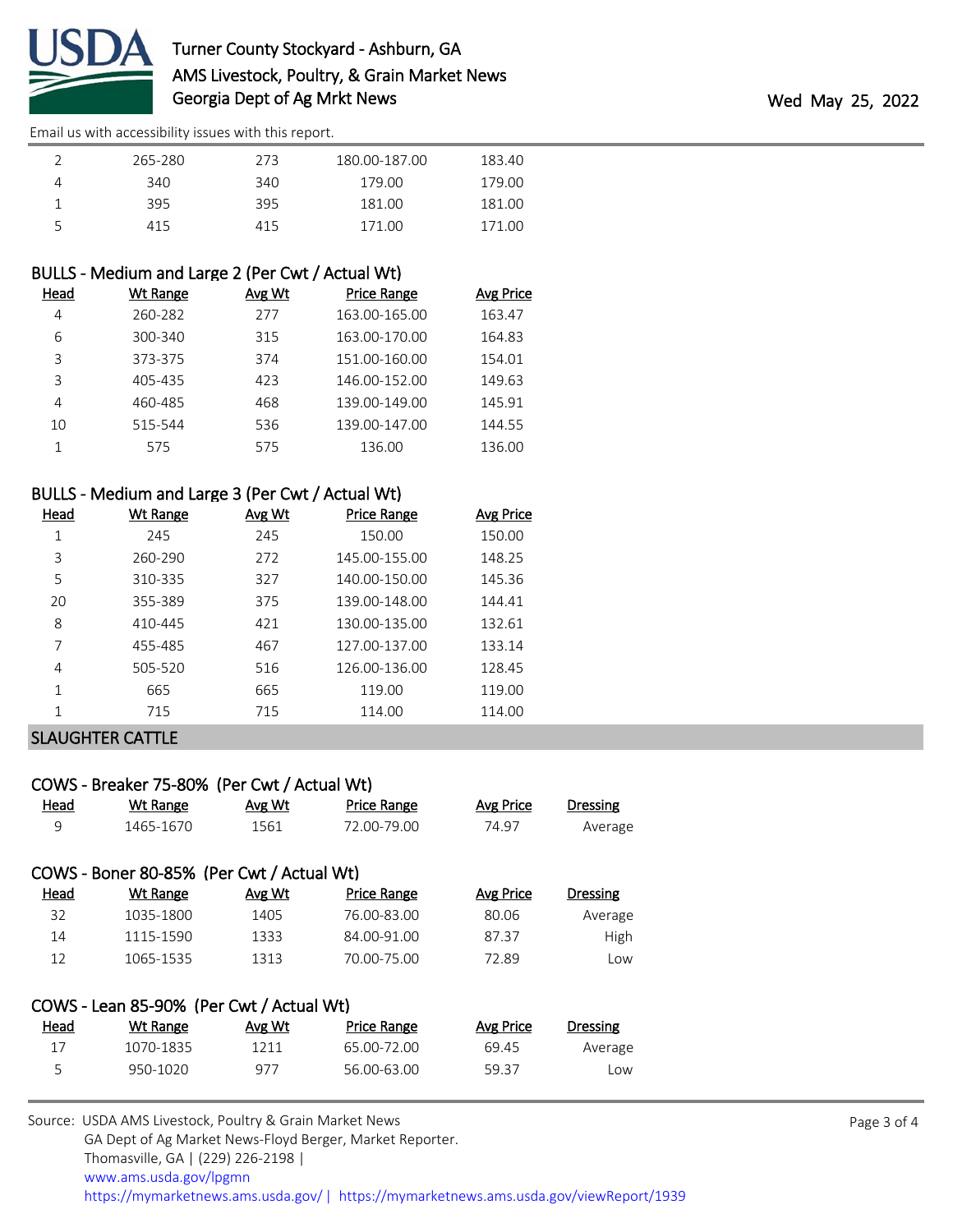| Head | Wt Range | Avg Wt | Price Range | Avg Price |
|---|---|---|---|---|
| 2 | 265-280 | 273 | 180.00-187.00 | 183.40 |
| 4 | 340 | 340 | 179.00 | 179.00 |
| 1 | 395 | 395 | 181.00 | 181.00 |
| 5 | 415 | 415 | 171.00 | 171.00 |

### BULLS - Medium and Large 2 (Per Cwt / Actual Wt)

| Head | Wt Range | Avg Wt | Price Range | Avg Price |
|---|---|---|---|---|
| 4 | 260-282 | 277 | 163.00-165.00 | 163.47 |
| 6 | 300-340 | 315 | 163.00-170.00 | 164.83 |
| 3 | 373-375 | 374 | 151.00-160.00 | 154.01 |
| 3 | 405-435 | 423 | 146.00-152.00 | 149.63 |
| 4 | 460-485 | 468 | 139.00-149.00 | 145.91 |
| 10 | 515-544 | 536 | 139.00-147.00 | 144.55 |
| 1 | 575 | 575 | 136.00 | 136.00 |

### BULLS - Medium and Large 3 (Per Cwt / Actual Wt)

| Head | Wt Range | Avg Wt | Price Range | Avg Price |
|---|---|---|---|---|
| 1 | 245 | 245 | 150.00 | 150.00 |
| 3 | 260-290 | 272 | 145.00-155.00 | 148.25 |
| 5 | 310-335 | 327 | 140.00-150.00 | 145.36 |
| 20 | 355-389 | 375 | 139.00-148.00 | 144.41 |
| 8 | 410-445 | 421 | 130.00-135.00 | 132.61 |
| 7 | 455-485 | 467 | 127.00-137.00 | 133.14 |
| 4 | 505-520 | 516 | 126.00-136.00 | 128.45 |
| 1 | 665 | 665 | 119.00 | 119.00 |
| 1 | 715 | 715 | 114.00 | 114.00 |

## SLAUGHTER CATTLE

### COWS - Breaker 75-80% (Per Cwt / Actual Wt)

| Head | Wt Range | Avg Wt | Price Range | Avg Price | Dressing |
|---|---|---|---|---|---|
| 9 | 1465-1670 | 1561 | 72.00-79.00 | 74.97 | Average |

### COWS - Boner 80-85% (Per Cwt / Actual Wt)

| Head | Wt Range | Avg Wt | Price Range | Avg Price | Dressing |
|---|---|---|---|---|---|
| 32 | 1035-1800 | 1405 | 76.00-83.00 | 80.06 | Average |
| 14 | 1115-1590 | 1333 | 84.00-91.00 | 87.37 | High |
| 12 | 1065-1535 | 1313 | 70.00-75.00 | 72.89 | Low |

### COWS - Lean 85-90% (Per Cwt / Actual Wt)

| Head | Wt Range | Avg Wt | Price Range | Avg Price | Dressing |
|---|---|---|---|---|---|
| 17 | 1070-1835 | 1211 | 65.00-72.00 | 69.45 | Average |
| 5 | 950-1020 | 977 | 56.00-63.00 | 59.37 | Low |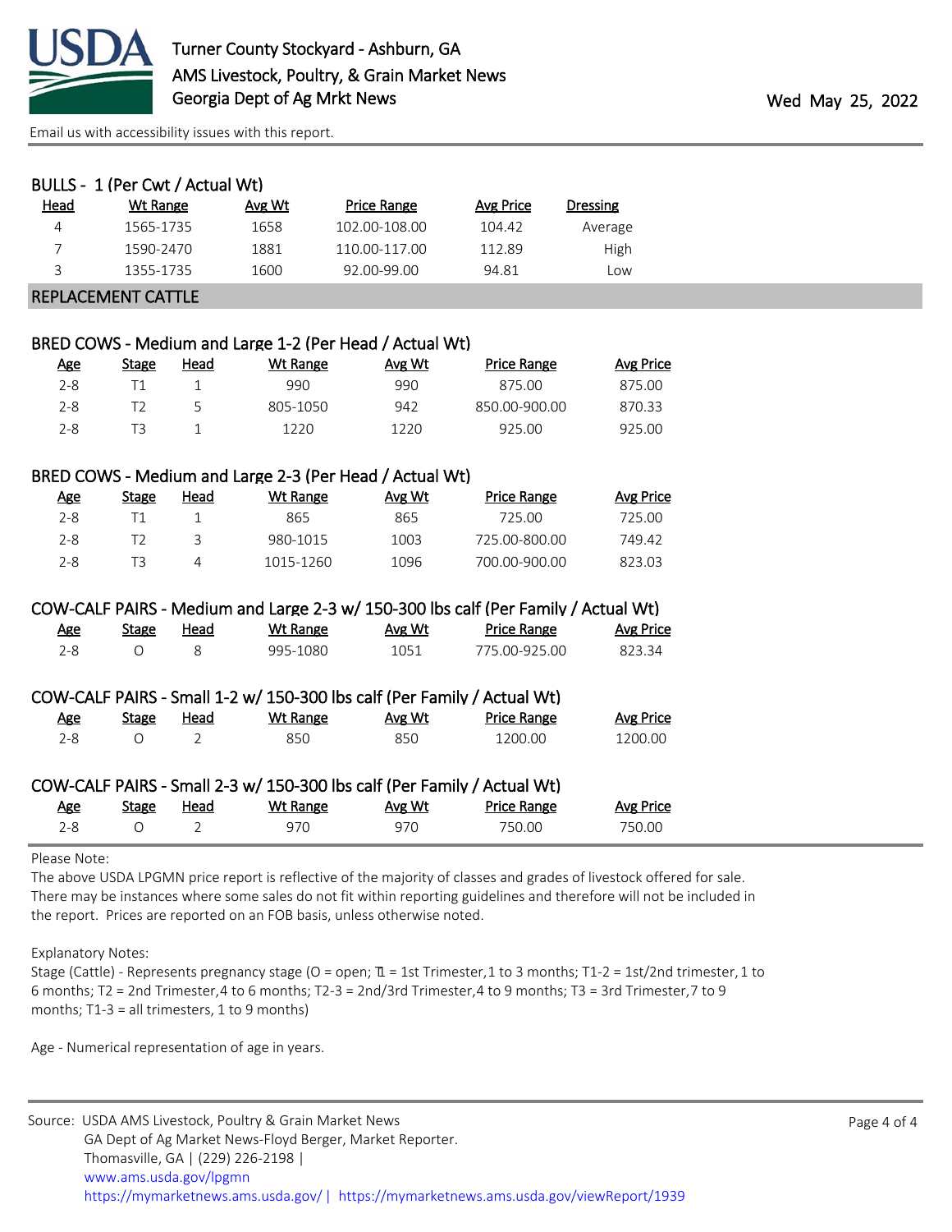Turner County Stockyard - Ashburn, GA
AMS Livestock, Poultry, & Grain Market News
Georgia Dept of Ag Mrkt News

Wed May 25, 2022

Email us with accessibility issues with this report.

### BULLS - 1 (Per Cwt / Actual Wt)

| Head | Wt Range | Avg Wt | Price Range | Avg Price | Dressing |
|---|---|---|---|---|---|
| 4 | 1565-1735 | 1658 | 102.00-108.00 | 104.42 | Average |
| 7 | 1590-2470 | 1881 | 110.00-117.00 | 112.89 | High |
| 3 | 1355-1735 | 1600 | 92.00-99.00 | 94.81 | Low |

## REPLACEMENT CATTLE

### BRED COWS - Medium and Large 1-2 (Per Head / Actual Wt)

| Age | Stage | Head | Wt Range | Avg Wt | Price Range | Avg Price |
|---|---|---|---|---|---|---|
| 2-8 | T1 | 1 | 990 | 990 | 875.00 | 875.00 |
| 2-8 | T2 | 5 | 805-1050 | 942 | 850.00-900.00 | 870.33 |
| 2-8 | T3 | 1 | 1220 | 1220 | 925.00 | 925.00 |

### BRED COWS - Medium and Large 2-3 (Per Head / Actual Wt)

| Age | Stage | Head | Wt Range | Avg Wt | Price Range | Avg Price |
|---|---|---|---|---|---|---|
| 2-8 | T1 | 1 | 865 | 865 | 725.00 | 725.00 |
| 2-8 | T2 | 3 | 980-1015 | 1003 | 725.00-800.00 | 749.42 |
| 2-8 | T3 | 4 | 1015-1260 | 1096 | 700.00-900.00 | 823.03 |

### COW-CALF PAIRS - Medium and Large 2-3 w/ 150-300 lbs calf (Per Family / Actual Wt)

| Age | Stage | Head | Wt Range | Avg Wt | Price Range | Avg Price |
|---|---|---|---|---|---|---|
| 2-8 | O | 8 | 995-1080 | 1051 | 775.00-925.00 | 823.34 |

### COW-CALF PAIRS - Small 1-2 w/ 150-300 lbs calf (Per Family / Actual Wt)

| Age | Stage | Head | Wt Range | Avg Wt | Price Range | Avg Price |
|---|---|---|---|---|---|---|
| 2-8 | O | 2 | 850 | 850 | 1200.00 | 1200.00 |

### COW-CALF PAIRS - Small 2-3 w/ 150-300 lbs calf (Per Family / Actual Wt)

| Age | Stage | Head | Wt Range | Avg Wt | Price Range | Avg Price |
|---|---|---|---|---|---|---|
| 2-8 | O | 2 | 970 | 970 | 750.00 | 750.00 |

Please Note:
The above USDA LPGMN price report is reflective of the majority of classes and grades of livestock offered for sale. There may be instances where some sales do not fit within reporting guidelines and therefore will not be included in the report. Prices are reported on an FOB basis, unless otherwise noted.

Explanatory Notes:
Stage (Cattle) - Represents pregnancy stage (O = open; T1 = 1st Trimester,1 to 3 months; T1-2 = 1st/2nd trimester, 1 to 6 months; T2 = 2nd Trimester,4 to 6 months; T2-3 = 2nd/3rd Trimester,4 to 9 months; T3 = 3rd Trimester,7 to 9 months; T1-3 = all trimesters, 1 to 9 months)

Age - Numerical representation of age in years.

Source: USDA AMS Livestock, Poultry & Grain Market News
GA Dept of Ag Market News-Floyd Berger, Market Reporter.
Thomasville, GA | (229) 226-2198 |
www.ams.usda.gov/lpgmn
https://mymarketnews.ams.usda.gov/ | https://mymarketnews.ams.usda.gov/viewReport/1939